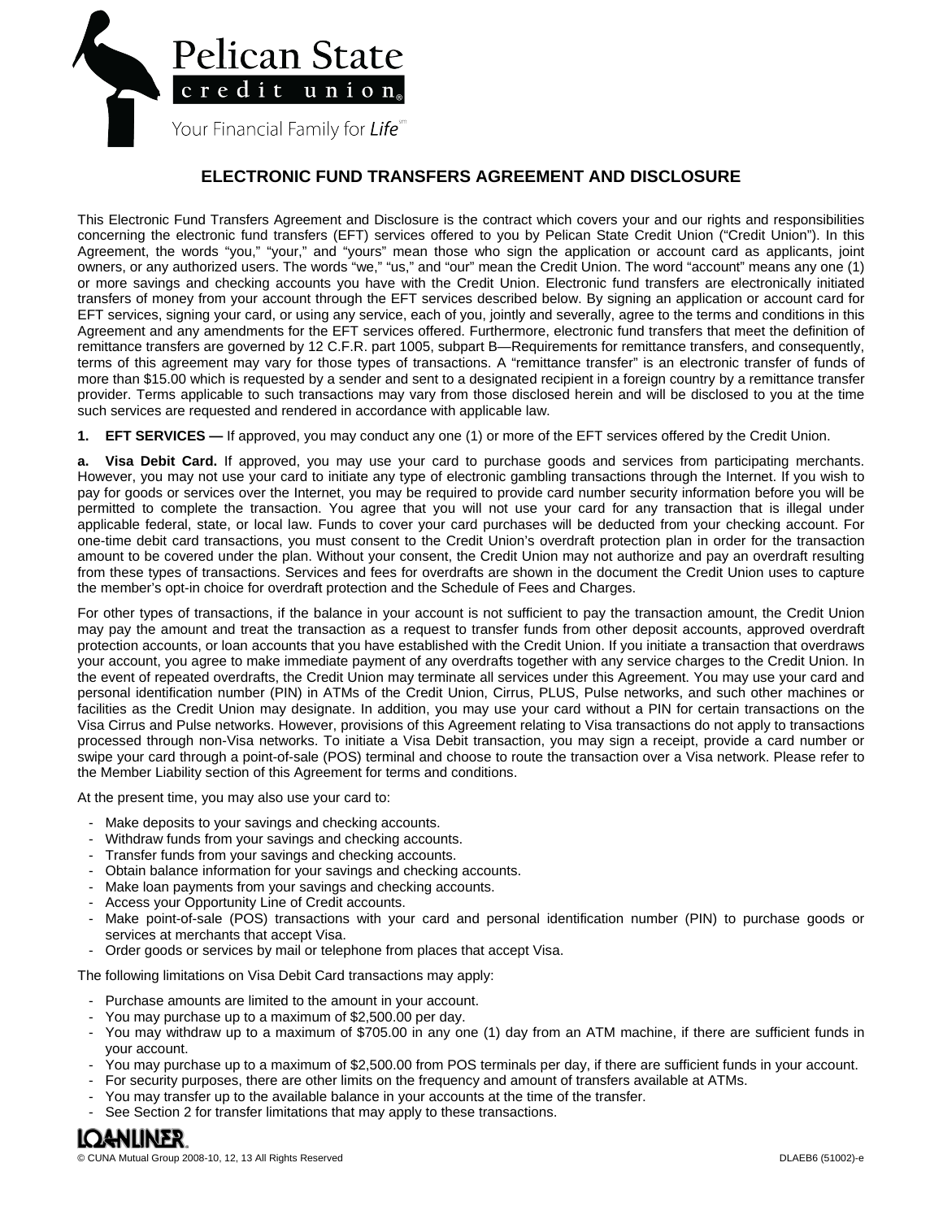Pelican State credit union®

Your Financial Family for *Life*℠

# ELECTRONIC FUND TRANSFERS AGREEMENT AND DISCLOSURE

This Electronic Fund Transfers Agreement and Disclosure is the contract which covers your and our rights and responsibilities concerning the electronic fund transfers (EFT) services offered to you by Pelican State Credit Union ("Credit Union"). In this Agreement, the words "you," "your," and "yours" mean those who sign the application or account card as applicants, joint owners, or any authorized users. The words "we," "us," and "our" mean the Credit Union. The word "account" means any one (1) or more savings and checking accounts you have with the Credit Union. Electronic fund transfers are electronically initiated transfers of money from your account through the EFT services described below. By signing an application or account card for EFT services, signing your card, or using any service, each of you, jointly and severally, agree to the terms and conditions in this Agreement and any amendments for the EFT services offered. Furthermore, electronic fund transfers that meet the definition of remittance transfers are governed by 12 C.F.R. part 1005, subpart B—Requirements for remittance transfers, and consequently, terms of this agreement may vary for those types of transactions. A "remittance transfer" is an electronic transfer of funds of more than $15.00 which is requested by a sender and sent to a designated recipient in a foreign country by a remittance transfer provider. Terms applicable to such transactions may vary from those disclosed herein and will be disclosed to you at the time such services are requested and rendered in accordance with applicable law.

**1. EFT SERVICES —** If approved, you may conduct any one (1) or more of the EFT services offered by the Credit Union.

**a. Visa Debit Card.** If approved, you may use your card to purchase goods and services from participating merchants. However, you may not use your card to initiate any type of electronic gambling transactions through the Internet. If you wish to pay for goods or services over the Internet, you may be required to provide card number security information before you will be permitted to complete the transaction. You agree that you will not use your card for any transaction that is illegal under applicable federal, state, or local law. Funds to cover your card purchases will be deducted from your checking account. For one-time debit card transactions, you must consent to the Credit Union's overdraft protection plan in order for the transaction amount to be covered under the plan. Without your consent, the Credit Union may not authorize and pay an overdraft resulting from these types of transactions. Services and fees for overdrafts are shown in the document the Credit Union uses to capture the member's opt-in choice for overdraft protection and the Schedule of Fees and Charges.

For other types of transactions, if the balance in your account is not sufficient to pay the transaction amount, the Credit Union may pay the amount and treat the transaction as a request to transfer funds from other deposit accounts, approved overdraft protection accounts, or loan accounts that you have established with the Credit Union. If you initiate a transaction that overdraws your account, you agree to make immediate payment of any overdrafts together with any service charges to the Credit Union. In the event of repeated overdrafts, the Credit Union may terminate all services under this Agreement. You may use your card and personal identification number (PIN) in ATMs of the Credit Union, Cirrus, PLUS, Pulse networks, and such other machines or facilities as the Credit Union may designate. In addition, you may use your card without a PIN for certain transactions on the Visa Cirrus and Pulse networks. However, provisions of this Agreement relating to Visa transactions do not apply to transactions processed through non-Visa networks. To initiate a Visa Debit transaction, you may sign a receipt, provide a card number or swipe your card through a point-of-sale (POS) terminal and choose to route the transaction over a Visa network. Please refer to the Member Liability section of this Agreement for terms and conditions.

At the present time, you may also use your card to:

- Make deposits to your savings and checking accounts.
- Withdraw funds from your savings and checking accounts.
- Transfer funds from your savings and checking accounts.
- Obtain balance information for your savings and checking accounts.
- Make loan payments from your savings and checking accounts.
- Access your Opportunity Line of Credit accounts.
- Make point-of-sale (POS) transactions with your card and personal identification number (PIN) to purchase goods or services at merchants that accept Visa.
- Order goods or services by mail or telephone from places that accept Visa.

The following limitations on Visa Debit Card transactions may apply:

- Purchase amounts are limited to the amount in your account.
- You may purchase up to a maximum of $2,500.00 per day.
- You may withdraw up to a maximum of $705.00 in any one (1) day from an ATM machine, if there are sufficient funds in your account.
- You may purchase up to a maximum of $2,500.00 from POS terminals per day, if there are sufficient funds in your account.
- For security purposes, there are other limits on the frequency and amount of transfers available at ATMs.
- You may transfer up to the available balance in your accounts at the time of the transfer.
- See Section 2 for transfer limitations that may apply to these transactions.

LOANLINER

© CUNA Mutual Group 2008-10, 12, 13 All Rights Reserved DLAEB6 (51002)-e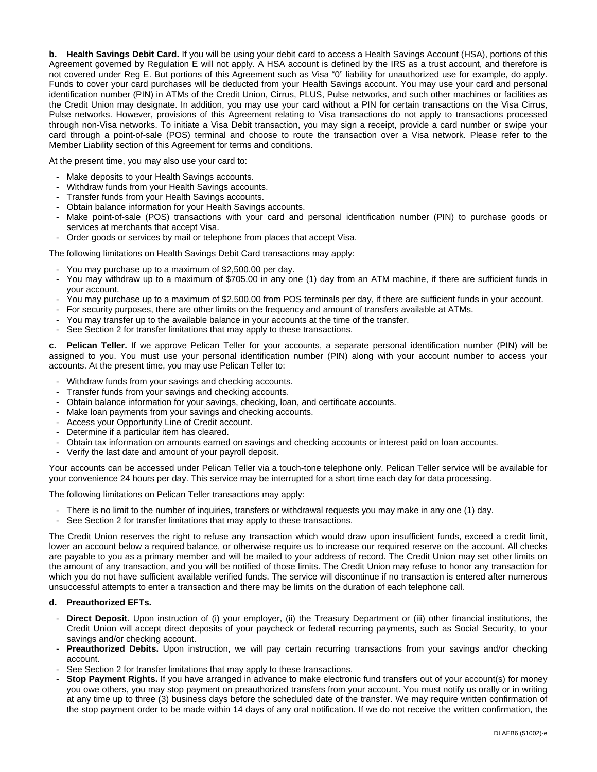**b. Health Savings Debit Card.** If you will be using your debit card to access a Health Savings Account (HSA), portions of this Agreement governed by Regulation E will not apply. A HSA account is defined by the IRS as a trust account, and therefore is not covered under Reg E. But portions of this Agreement such as Visa "0" liability for unauthorized use for example, do apply. Funds to cover your card purchases will be deducted from your Health Savings account. You may use your card and personal identification number (PIN) in ATMs of the Credit Union, Cirrus, PLUS, Pulse networks, and such other machines or facilities as the Credit Union may designate. In addition, you may use your card without a PIN for certain transactions on the Visa Cirrus, Pulse networks. However, provisions of this Agreement relating to Visa transactions do not apply to transactions processed through non-Visa networks. To initiate a Visa Debit transaction, you may sign a receipt, provide a card number or swipe your card through a point-of-sale (POS) terminal and choose to route the transaction over a Visa network. Please refer to the Member Liability section of this Agreement for terms and conditions.

At the present time, you may also use your card to:

- Make deposits to your Health Savings accounts.
- Withdraw funds from your Health Savings accounts.
- Transfer funds from your Health Savings accounts.
- Obtain balance information for your Health Savings accounts.
- Make point-of-sale (POS) transactions with your card and personal identification number (PIN) to purchase goods or services at merchants that accept Visa.
- Order goods or services by mail or telephone from places that accept Visa.

The following limitations on Health Savings Debit Card transactions may apply:

- You may purchase up to a maximum of $2,500.00 per day.
- You may withdraw up to a maximum of $705.00 in any one (1) day from an ATM machine, if there are sufficient funds in your account.
- You may purchase up to a maximum of $2,500.00 from POS terminals per day, if there are sufficient funds in your account.
- For security purposes, there are other limits on the frequency and amount of transfers available at ATMs.
- You may transfer up to the available balance in your accounts at the time of the transfer.
- See Section 2 for transfer limitations that may apply to these transactions.

**c. Pelican Teller.** If we approve Pelican Teller for your accounts, a separate personal identification number (PIN) will be assigned to you. You must use your personal identification number (PIN) along with your account number to access your accounts. At the present time, you may use Pelican Teller to:

- Withdraw funds from your savings and checking accounts.
- Transfer funds from your savings and checking accounts.
- Obtain balance information for your savings, checking, loan, and certificate accounts.
- Make loan payments from your savings and checking accounts.
- Access your Opportunity Line of Credit account.
- Determine if a particular item has cleared.
- Obtain tax information on amounts earned on savings and checking accounts or interest paid on loan accounts.
- Verify the last date and amount of your payroll deposit.

Your accounts can be accessed under Pelican Teller via a touch-tone telephone only. Pelican Teller service will be available for your convenience 24 hours per day. This service may be interrupted for a short time each day for data processing.

The following limitations on Pelican Teller transactions may apply:

- There is no limit to the number of inquiries, transfers or withdrawal requests you may make in any one (1) day.
- See Section 2 for transfer limitations that may apply to these transactions.

The Credit Union reserves the right to refuse any transaction which would draw upon insufficient funds, exceed a credit limit, lower an account below a required balance, or otherwise require us to increase our required reserve on the account. All checks are payable to you as a primary member and will be mailed to your address of record. The Credit Union may set other limits on the amount of any transaction, and you will be notified of those limits. The Credit Union may refuse to honor any transaction for which you do not have sufficient available verified funds. The service will discontinue if no transaction is entered after numerous unsuccessful attempts to enter a transaction and there may be limits on the duration of each telephone call.

**d. Preauthorized EFTs.**

- **Direct Deposit.** Upon instruction of (i) your employer, (ii) the Treasury Department or (iii) other financial institutions, the Credit Union will accept direct deposits of your paycheck or federal recurring payments, such as Social Security, to your savings and/or checking account.
- **Preauthorized Debits.** Upon instruction, we will pay certain recurring transactions from your savings and/or checking account.
- See Section 2 for transfer limitations that may apply to these transactions.
- **Stop Payment Rights.** If you have arranged in advance to make electronic fund transfers out of your account(s) for money you owe others, you may stop payment on preauthorized transfers from your account. You must notify us orally or in writing at any time up to three (3) business days before the scheduled date of the transfer. We may require written confirmation of the stop payment order to be made within 14 days of any oral notification. If we do not receive the written confirmation, the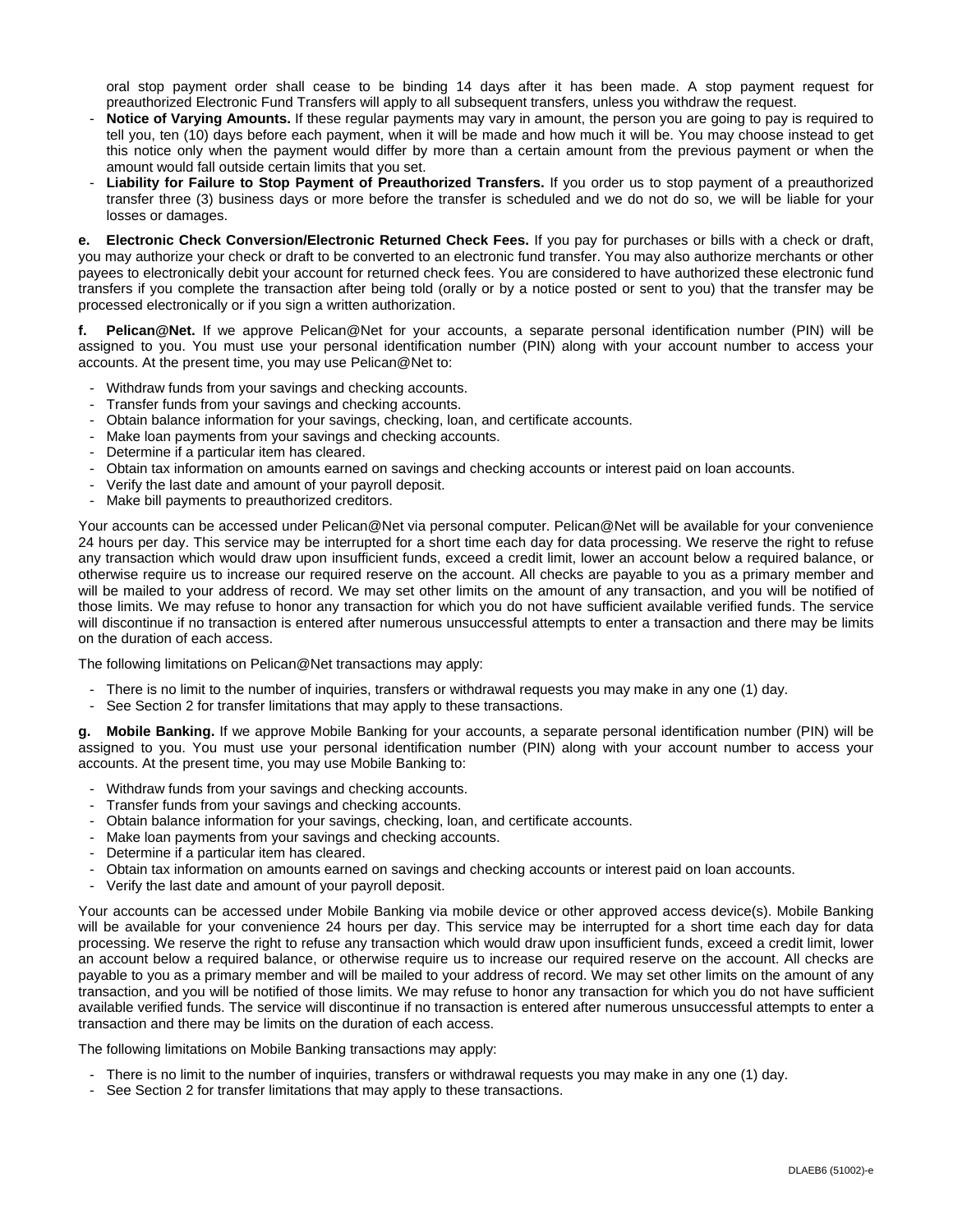oral stop payment order shall cease to be binding 14 days after it has been made. A stop payment request for preauthorized Electronic Fund Transfers will apply to all subsequent transfers, unless you withdraw the request.

- **Notice of Varying Amounts.** If these regular payments may vary in amount, the person you are going to pay is required to tell you, ten (10) days before each payment, when it will be made and how much it will be. You may choose instead to get this notice only when the payment would differ by more than a certain amount from the previous payment or when the amount would fall outside certain limits that you set.
- **Liability for Failure to Stop Payment of Preauthorized Transfers.** If you order us to stop payment of a preauthorized transfer three (3) business days or more before the transfer is scheduled and we do not do so, we will be liable for your losses or damages.

**e. Electronic Check Conversion/Electronic Returned Check Fees.** If you pay for purchases or bills with a check or draft, you may authorize your check or draft to be converted to an electronic fund transfer. You may also authorize merchants or other payees to electronically debit your account for returned check fees. You are considered to have authorized these electronic fund transfers if you complete the transaction after being told (orally or by a notice posted or sent to you) that the transfer may be processed electronically or if you sign a written authorization.

**f. Pelican@Net.** If we approve Pelican@Net for your accounts, a separate personal identification number (PIN) will be assigned to you. You must use your personal identification number (PIN) along with your account number to access your accounts. At the present time, you may use Pelican@Net to:

- Withdraw funds from your savings and checking accounts.
- Transfer funds from your savings and checking accounts.
- Obtain balance information for your savings, checking, loan, and certificate accounts.
- Make loan payments from your savings and checking accounts.
- Determine if a particular item has cleared.
- Obtain tax information on amounts earned on savings and checking accounts or interest paid on loan accounts.
- Verify the last date and amount of your payroll deposit.
- Make bill payments to preauthorized creditors.

Your accounts can be accessed under Pelican@Net via personal computer. Pelican@Net will be available for your convenience 24 hours per day. This service may be interrupted for a short time each day for data processing. We reserve the right to refuse any transaction which would draw upon insufficient funds, exceed a credit limit, lower an account below a required balance, or otherwise require us to increase our required reserve on the account. All checks are payable to you as a primary member and will be mailed to your address of record. We may set other limits on the amount of any transaction, and you will be notified of those limits. We may refuse to honor any transaction for which you do not have sufficient available verified funds. The service will discontinue if no transaction is entered after numerous unsuccessful attempts to enter a transaction and there may be limits on the duration of each access.

The following limitations on Pelican@Net transactions may apply:

- There is no limit to the number of inquiries, transfers or withdrawal requests you may make in any one (1) day.
- See Section 2 for transfer limitations that may apply to these transactions.

**g. Mobile Banking.** If we approve Mobile Banking for your accounts, a separate personal identification number (PIN) will be assigned to you. You must use your personal identification number (PIN) along with your account number to access your accounts. At the present time, you may use Mobile Banking to:

- Withdraw funds from your savings and checking accounts.
- Transfer funds from your savings and checking accounts.
- Obtain balance information for your savings, checking, loan, and certificate accounts.
- Make loan payments from your savings and checking accounts.
- Determine if a particular item has cleared.
- Obtain tax information on amounts earned on savings and checking accounts or interest paid on loan accounts.
- Verify the last date and amount of your payroll deposit.

Your accounts can be accessed under Mobile Banking via mobile device or other approved access device(s). Mobile Banking will be available for your convenience 24 hours per day. This service may be interrupted for a short time each day for data processing. We reserve the right to refuse any transaction which would draw upon insufficient funds, exceed a credit limit, lower an account below a required balance, or otherwise require us to increase our required reserve on the account. All checks are payable to you as a primary member and will be mailed to your address of record. We may set other limits on the amount of any transaction, and you will be notified of those limits. We may refuse to honor any transaction for which you do not have sufficient available verified funds. The service will discontinue if no transaction is entered after numerous unsuccessful attempts to enter a transaction and there may be limits on the duration of each access.

The following limitations on Mobile Banking transactions may apply:

- There is no limit to the number of inquiries, transfers or withdrawal requests you may make in any one (1) day.
- See Section 2 for transfer limitations that may apply to these transactions.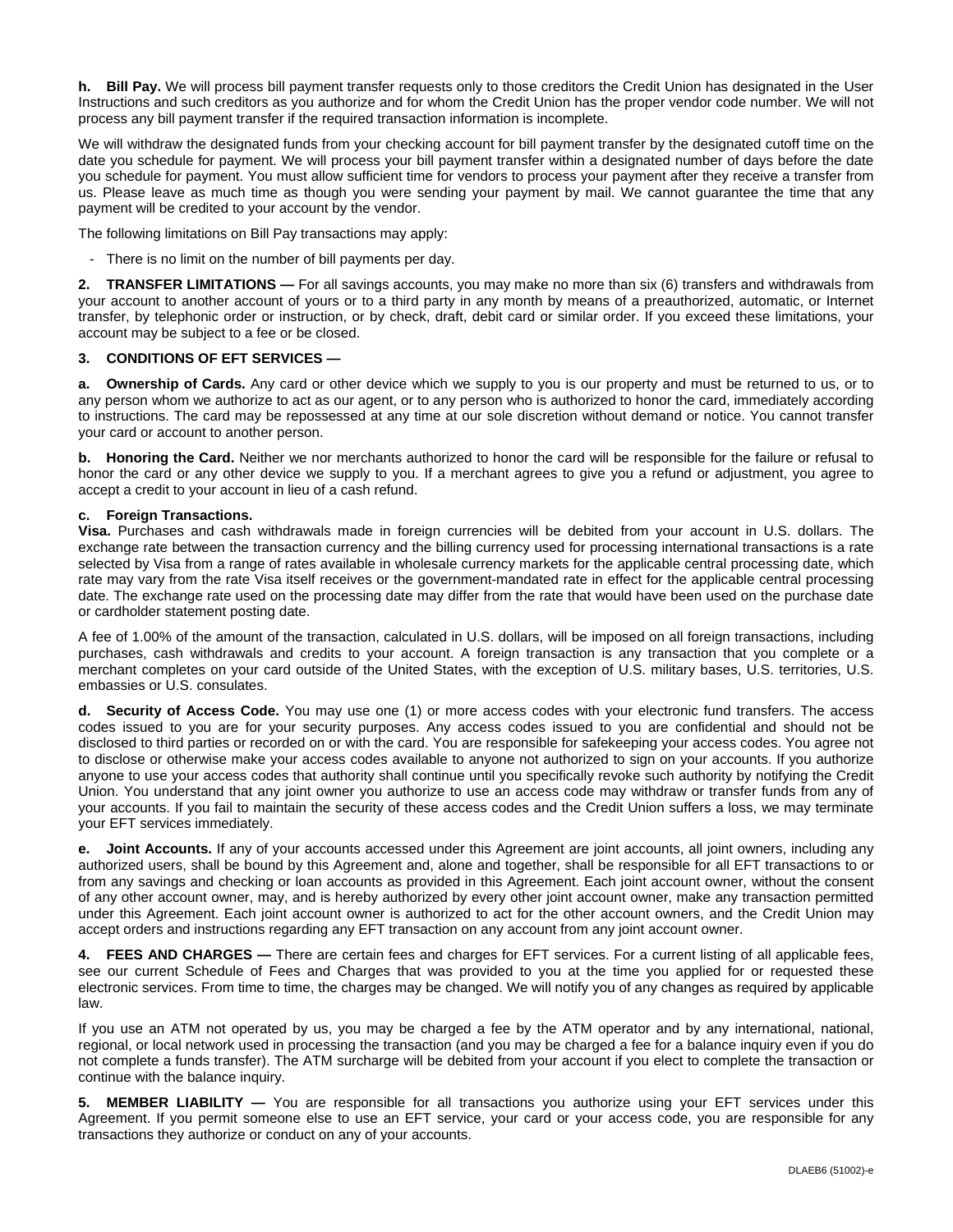**h. Bill Pay.** We will process bill payment transfer requests only to those creditors the Credit Union has designated in the User Instructions and such creditors as you authorize and for whom the Credit Union has the proper vendor code number. We will not process any bill payment transfer if the required transaction information is incomplete.

We will withdraw the designated funds from your checking account for bill payment transfer by the designated cutoff time on the date you schedule for payment. We will process your bill payment transfer within a designated number of days before the date you schedule for payment. You must allow sufficient time for vendors to process your payment after they receive a transfer from us. Please leave as much time as though you were sending your payment by mail. We cannot guarantee the time that any payment will be credited to your account by the vendor.

The following limitations on Bill Pay transactions may apply:

- There is no limit on the number of bill payments per day.

**2. TRANSFER LIMITATIONS —** For all savings accounts, you may make no more than six (6) transfers and withdrawals from your account to another account of yours or to a third party in any month by means of a preauthorized, automatic, or Internet transfer, by telephonic order or instruction, or by check, draft, debit card or similar order. If you exceed these limitations, your account may be subject to a fee or be closed.

**3. CONDITIONS OF EFT SERVICES —**

**a. Ownership of Cards.** Any card or other device which we supply to you is our property and must be returned to us, or to any person whom we authorize to act as our agent, or to any person who is authorized to honor the card, immediately according to instructions. The card may be repossessed at any time at our sole discretion without demand or notice. You cannot transfer your card or account to another person.

**b. Honoring the Card.** Neither we nor merchants authorized to honor the card will be responsible for the failure or refusal to honor the card or any other device we supply to you. If a merchant agrees to give you a refund or adjustment, you agree to accept a credit to your account in lieu of a cash refund.

**c. Foreign Transactions.**
**Visa.** Purchases and cash withdrawals made in foreign currencies will be debited from your account in U.S. dollars. The exchange rate between the transaction currency and the billing currency used for processing international transactions is a rate selected by Visa from a range of rates available in wholesale currency markets for the applicable central processing date, which rate may vary from the rate Visa itself receives or the government-mandated rate in effect for the applicable central processing date. The exchange rate used on the processing date may differ from the rate that would have been used on the purchase date or cardholder statement posting date.

A fee of 1.00% of the amount of the transaction, calculated in U.S. dollars, will be imposed on all foreign transactions, including purchases, cash withdrawals and credits to your account. A foreign transaction is any transaction that you complete or a merchant completes on your card outside of the United States, with the exception of U.S. military bases, U.S. territories, U.S. embassies or U.S. consulates.

**d. Security of Access Code.** You may use one (1) or more access codes with your electronic fund transfers. The access codes issued to you are for your security purposes. Any access codes issued to you are confidential and should not be disclosed to third parties or recorded on or with the card. You are responsible for safekeeping your access codes. You agree not to disclose or otherwise make your access codes available to anyone not authorized to sign on your accounts. If you authorize anyone to use your access codes that authority shall continue until you specifically revoke such authority by notifying the Credit Union. You understand that any joint owner you authorize to use an access code may withdraw or transfer funds from any of your accounts. If you fail to maintain the security of these access codes and the Credit Union suffers a loss, we may terminate your EFT services immediately.

**e. Joint Accounts.** If any of your accounts accessed under this Agreement are joint accounts, all joint owners, including any authorized users, shall be bound by this Agreement and, alone and together, shall be responsible for all EFT transactions to or from any savings and checking or loan accounts as provided in this Agreement. Each joint account owner, without the consent of any other account owner, may, and is hereby authorized by every other joint account owner, make any transaction permitted under this Agreement. Each joint account owner is authorized to act for the other account owners, and the Credit Union may accept orders and instructions regarding any EFT transaction on any account from any joint account owner.

**4. FEES AND CHARGES —** There are certain fees and charges for EFT services. For a current listing of all applicable fees, see our current Schedule of Fees and Charges that was provided to you at the time you applied for or requested these electronic services. From time to time, the charges may be changed. We will notify you of any changes as required by applicable law.

If you use an ATM not operated by us, you may be charged a fee by the ATM operator and by any international, national, regional, or local network used in processing the transaction (and you may be charged a fee for a balance inquiry even if you do not complete a funds transfer). The ATM surcharge will be debited from your account if you elect to complete the transaction or continue with the balance inquiry.

**5. MEMBER LIABILITY —** You are responsible for all transactions you authorize using your EFT services under this Agreement. If you permit someone else to use an EFT service, your card or your access code, you are responsible for any transactions they authorize or conduct on any of your accounts.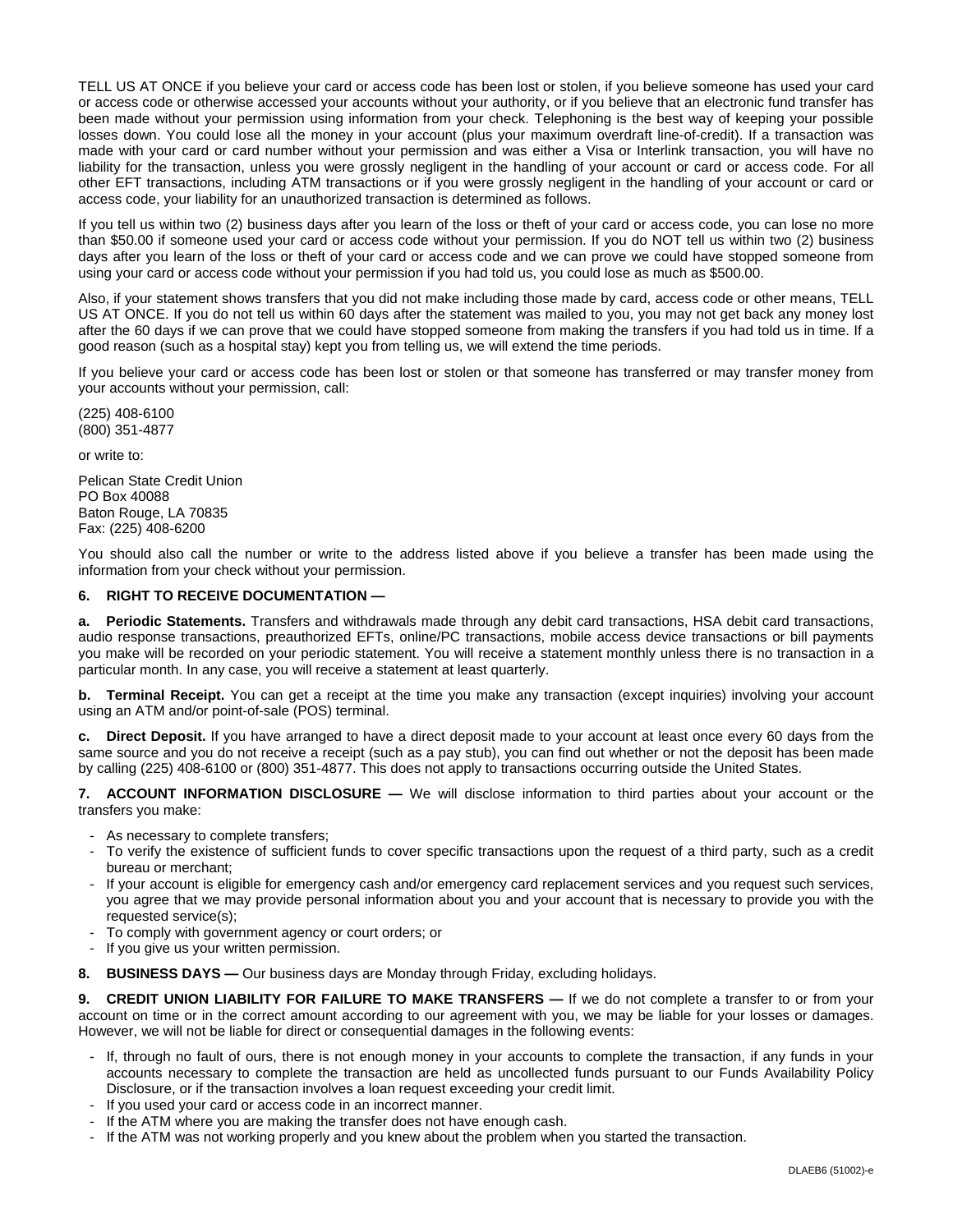TELL US AT ONCE if you believe your card or access code has been lost or stolen, if you believe someone has used your card or access code or otherwise accessed your accounts without your authority, or if you believe that an electronic fund transfer has been made without your permission using information from your check. Telephoning is the best way of keeping your possible losses down. You could lose all the money in your account (plus your maximum overdraft line-of-credit). If a transaction was made with your card or card number without your permission and was either a Visa or Interlink transaction, you will have no liability for the transaction, unless you were grossly negligent in the handling of your account or card or access code. For all other EFT transactions, including ATM transactions or if you were grossly negligent in the handling of your account or card or access code, your liability for an unauthorized transaction is determined as follows.

If you tell us within two (2) business days after you learn of the loss or theft of your card or access code, you can lose no more than $50.00 if someone used your card or access code without your permission. If you do NOT tell us within two (2) business days after you learn of the loss or theft of your card or access code and we can prove we could have stopped someone from using your card or access code without your permission if you had told us, you could lose as much as $500.00.

Also, if your statement shows transfers that you did not make including those made by card, access code or other means, TELL US AT ONCE. If you do not tell us within 60 days after the statement was mailed to you, you may not get back any money lost after the 60 days if we can prove that we could have stopped someone from making the transfers if you had told us in time. If a good reason (such as a hospital stay) kept you from telling us, we will extend the time periods.

If you believe your card or access code has been lost or stolen or that someone has transferred or may transfer money from your accounts without your permission, call:

(225) 408-6100
(800) 351-4877

or write to:

Pelican State Credit Union
PO Box 40088
Baton Rouge, LA 70835
Fax: (225) 408-6200

You should also call the number or write to the address listed above if you believe a transfer has been made using the information from your check without your permission.

**6. RIGHT TO RECEIVE DOCUMENTATION —**

**a. Periodic Statements.** Transfers and withdrawals made through any debit card transactions, HSA debit card transactions, audio response transactions, preauthorized EFTs, online/PC transactions, mobile access device transactions or bill payments you make will be recorded on your periodic statement. You will receive a statement monthly unless there is no transaction in a particular month. In any case, you will receive a statement at least quarterly.

**b. Terminal Receipt.** You can get a receipt at the time you make any transaction (except inquiries) involving your account using an ATM and/or point-of-sale (POS) terminal.

**c. Direct Deposit.** If you have arranged to have a direct deposit made to your account at least once every 60 days from the same source and you do not receive a receipt (such as a pay stub), you can find out whether or not the deposit has been made by calling (225) 408-6100 or (800) 351-4877. This does not apply to transactions occurring outside the United States.

**7. ACCOUNT INFORMATION DISCLOSURE —** We will disclose information to third parties about your account or the transfers you make:

- As necessary to complete transfers;
- To verify the existence of sufficient funds to cover specific transactions upon the request of a third party, such as a credit bureau or merchant;
- If your account is eligible for emergency cash and/or emergency card replacement services and you request such services, you agree that we may provide personal information about you and your account that is necessary to provide you with the requested service(s);
- To comply with government agency or court orders; or
- If you give us your written permission.

**8. BUSINESS DAYS —** Our business days are Monday through Friday, excluding holidays.

**9. CREDIT UNION LIABILITY FOR FAILURE TO MAKE TRANSFERS —** If we do not complete a transfer to or from your account on time or in the correct amount according to our agreement with you, we may be liable for your losses or damages. However, we will not be liable for direct or consequential damages in the following events:

- If, through no fault of ours, there is not enough money in your accounts to complete the transaction, if any funds in your accounts necessary to complete the transaction are held as uncollected funds pursuant to our Funds Availability Policy Disclosure, or if the transaction involves a loan request exceeding your credit limit.
- If you used your card or access code in an incorrect manner.
- If the ATM where you are making the transfer does not have enough cash.
- If the ATM was not working properly and you knew about the problem when you started the transaction.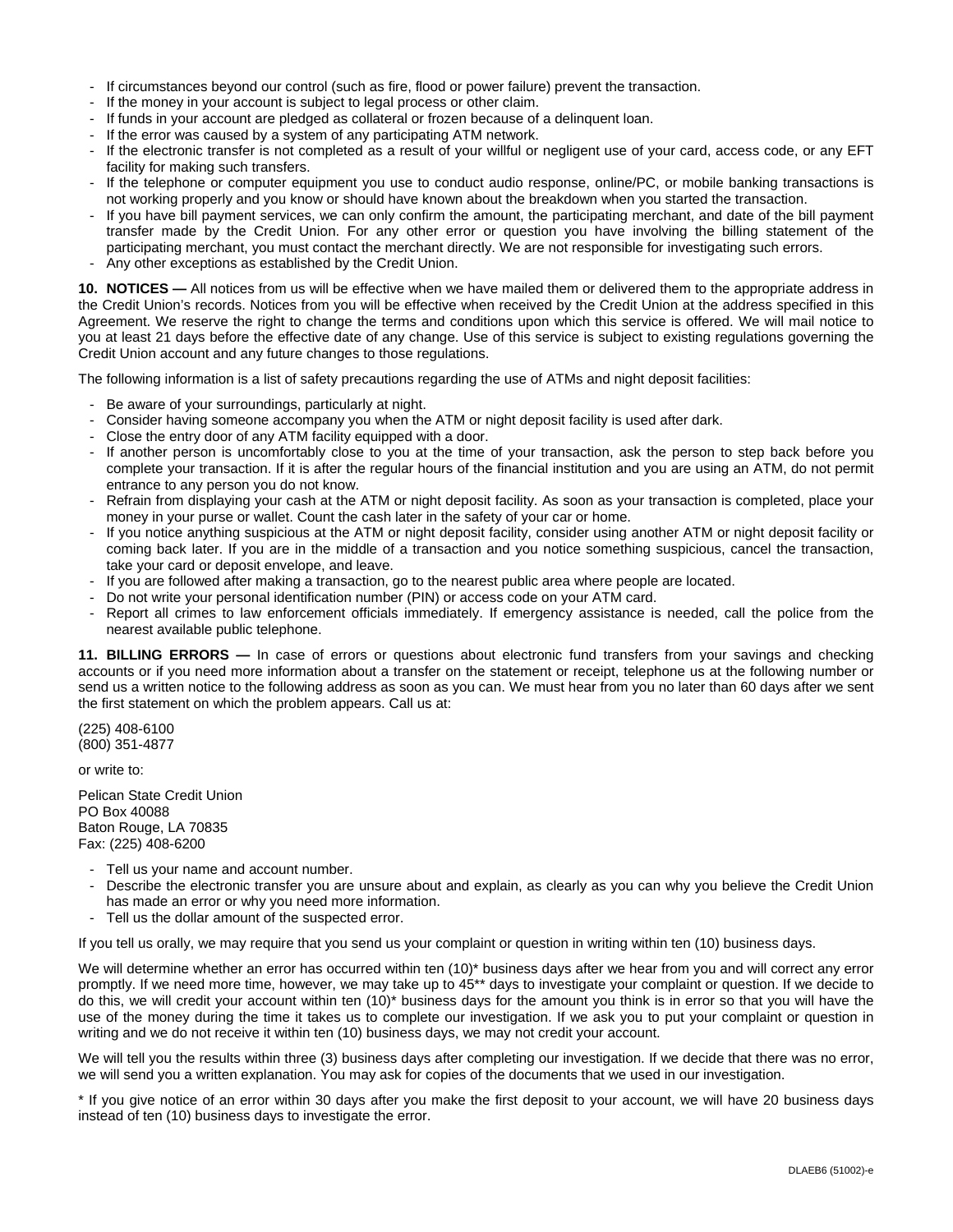- If circumstances beyond our control (such as fire, flood or power failure) prevent the transaction.
- If the money in your account is subject to legal process or other claim.
- If funds in your account are pledged as collateral or frozen because of a delinquent loan.
- If the error was caused by a system of any participating ATM network.
- If the electronic transfer is not completed as a result of your willful or negligent use of your card, access code, or any EFT facility for making such transfers.
- If the telephone or computer equipment you use to conduct audio response, online/PC, or mobile banking transactions is not working properly and you know or should have known about the breakdown when you started the transaction.
- If you have bill payment services, we can only confirm the amount, the participating merchant, and date of the bill payment transfer made by the Credit Union. For any other error or question you have involving the billing statement of the participating merchant, you must contact the merchant directly. We are not responsible for investigating such errors.
- Any other exceptions as established by the Credit Union.

**10. NOTICES —** All notices from us will be effective when we have mailed them or delivered them to the appropriate address in the Credit Union's records. Notices from you will be effective when received by the Credit Union at the address specified in this Agreement. We reserve the right to change the terms and conditions upon which this service is offered. We will mail notice to you at least 21 days before the effective date of any change. Use of this service is subject to existing regulations governing the Credit Union account and any future changes to those regulations.

The following information is a list of safety precautions regarding the use of ATMs and night deposit facilities:

- Be aware of your surroundings, particularly at night.
- Consider having someone accompany you when the ATM or night deposit facility is used after dark.
- Close the entry door of any ATM facility equipped with a door.
- If another person is uncomfortably close to you at the time of your transaction, ask the person to step back before you complete your transaction. If it is after the regular hours of the financial institution and you are using an ATM, do not permit entrance to any person you do not know.
- Refrain from displaying your cash at the ATM or night deposit facility. As soon as your transaction is completed, place your money in your purse or wallet. Count the cash later in the safety of your car or home.
- If you notice anything suspicious at the ATM or night deposit facility, consider using another ATM or night deposit facility or coming back later. If you are in the middle of a transaction and you notice something suspicious, cancel the transaction, take your card or deposit envelope, and leave.
- If you are followed after making a transaction, go to the nearest public area where people are located.
- Do not write your personal identification number (PIN) or access code on your ATM card.
- Report all crimes to law enforcement officials immediately. If emergency assistance is needed, call the police from the nearest available public telephone.

**11. BILLING ERRORS —** In case of errors or questions about electronic fund transfers from your savings and checking accounts or if you need more information about a transfer on the statement or receipt, telephone us at the following number or send us a written notice to the following address as soon as you can. We must hear from you no later than 60 days after we sent the first statement on which the problem appears. Call us at:

(225) 408-6100
(800) 351-4877

or write to:

Pelican State Credit Union
PO Box 40088
Baton Rouge, LA 70835
Fax: (225) 408-6200

- Tell us your name and account number.
- Describe the electronic transfer you are unsure about and explain, as clearly as you can why you believe the Credit Union has made an error or why you need more information.
- Tell us the dollar amount of the suspected error.

If you tell us orally, we may require that you send us your complaint or question in writing within ten (10) business days.

We will determine whether an error has occurred within ten (10)* business days after we hear from you and will correct any error promptly. If we need more time, however, we may take up to 45** days to investigate your complaint or question. If we decide to do this, we will credit your account within ten (10)* business days for the amount you think is in error so that you will have the use of the money during the time it takes us to complete our investigation. If we ask you to put your complaint or question in writing and we do not receive it within ten (10) business days, we may not credit your account.

We will tell you the results within three (3) business days after completing our investigation. If we decide that there was no error, we will send you a written explanation. You may ask for copies of the documents that we used in our investigation.

* If you give notice of an error within 30 days after you make the first deposit to your account, we will have 20 business days instead of ten (10) business days to investigate the error.

DLAEB6 (51002)-e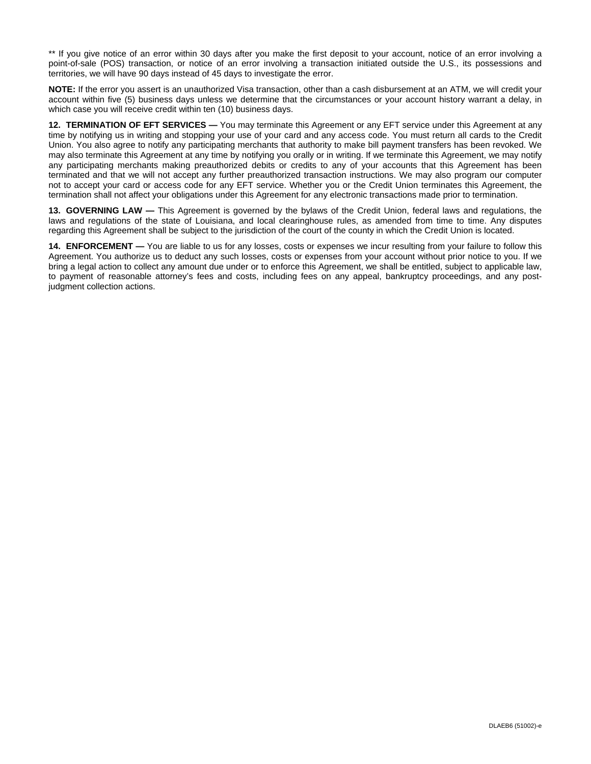** If you give notice of an error within 30 days after you make the first deposit to your account, notice of an error involving a point-of-sale (POS) transaction, or notice of an error involving a transaction initiated outside the U.S., its possessions and territories, we will have 90 days instead of 45 days to investigate the error.

**NOTE:** If the error you assert is an unauthorized Visa transaction, other than a cash disbursement at an ATM, we will credit your account within five (5) business days unless we determine that the circumstances or your account history warrant a delay, in which case you will receive credit within ten (10) business days.

**12. TERMINATION OF EFT SERVICES —** You may terminate this Agreement or any EFT service under this Agreement at any time by notifying us in writing and stopping your use of your card and any access code. You must return all cards to the Credit Union. You also agree to notify any participating merchants that authority to make bill payment transfers has been revoked. We may also terminate this Agreement at any time by notifying you orally or in writing. If we terminate this Agreement, we may notify any participating merchants making preauthorized debits or credits to any of your accounts that this Agreement has been terminated and that we will not accept any further preauthorized transaction instructions. We may also program our computer not to accept your card or access code for any EFT service. Whether you or the Credit Union terminates this Agreement, the termination shall not affect your obligations under this Agreement for any electronic transactions made prior to termination.

**13. GOVERNING LAW —** This Agreement is governed by the bylaws of the Credit Union, federal laws and regulations, the laws and regulations of the state of Louisiana, and local clearinghouse rules, as amended from time to time. Any disputes regarding this Agreement shall be subject to the jurisdiction of the court of the county in which the Credit Union is located.

**14. ENFORCEMENT —** You are liable to us for any losses, costs or expenses we incur resulting from your failure to follow this Agreement. You authorize us to deduct any such losses, costs or expenses from your account without prior notice to you. If we bring a legal action to collect any amount due under or to enforce this Agreement, we shall be entitled, subject to applicable law, to payment of reasonable attorney's fees and costs, including fees on any appeal, bankruptcy proceedings, and any post-judgment collection actions.

DLAEB6 (51002)-e